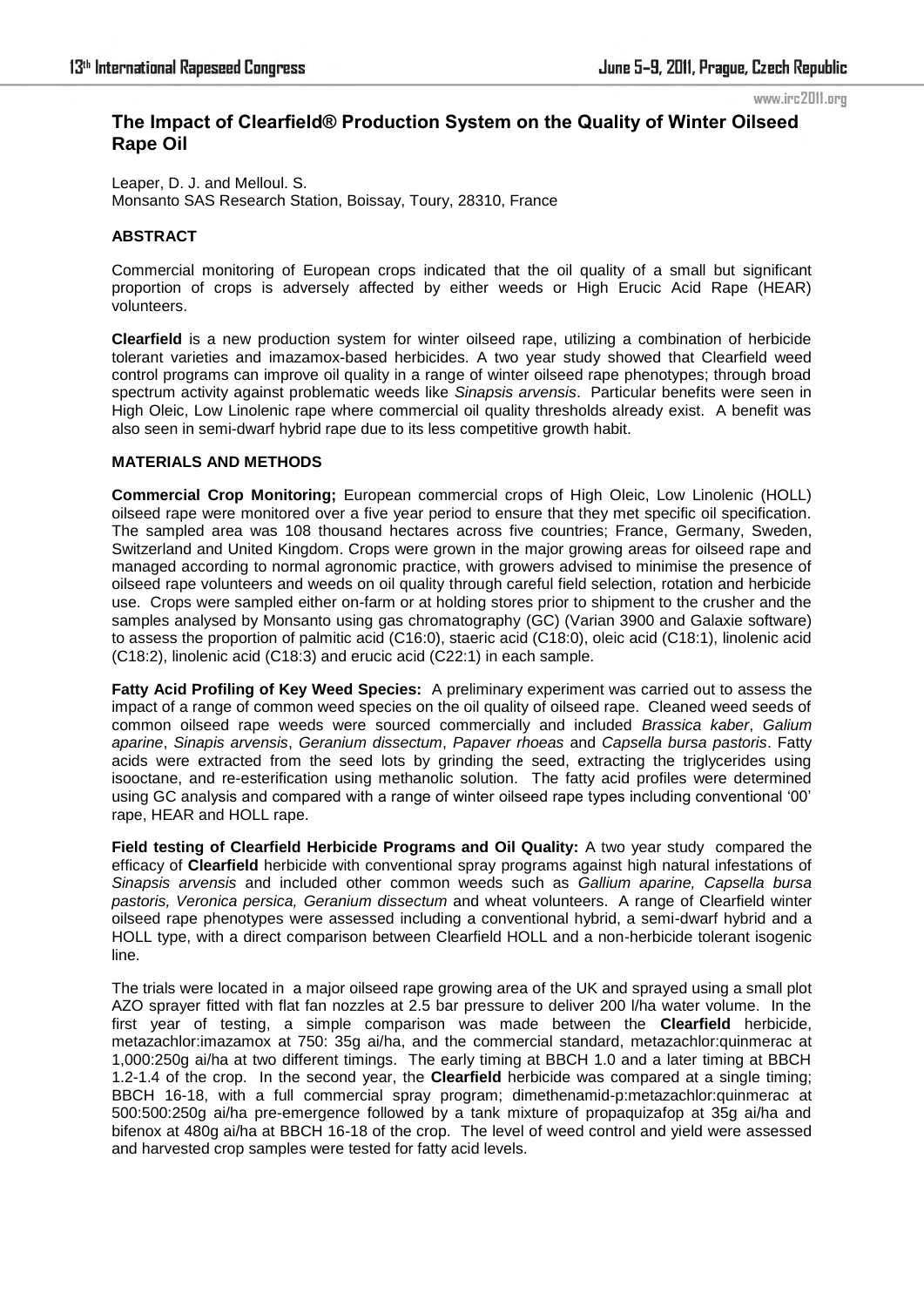# The Impact of Clearfield® Production System on the Quality of Winter Oilseed Rape Oil

Leaper, D. J. and Melloul. S.
Monsanto SAS Research Station, Boissay, Toury, 28310, France

## ABSTRACT

Commercial monitoring of European crops indicated that the oil quality of a small but significant proportion of crops is adversely affected by either weeds or High Erucic Acid Rape (HEAR) volunteers.

**Clearfield** is a new production system for winter oilseed rape, utilizing a combination of herbicide tolerant varieties and imazamox-based herbicides. A two year study showed that Clearfield weed control programs can improve oil quality in a range of winter oilseed rape phenotypes; through broad spectrum activity against problematic weeds like *Sinapsis arvensis*. Particular benefits were seen in High Oleic, Low Linolenic rape where commercial oil quality thresholds already exist. A benefit was also seen in semi-dwarf hybrid rape due to its less competitive growth habit.

## MATERIALS AND METHODS

**Commercial Crop Monitoring;** European commercial crops of High Oleic, Low Linolenic (HOLL) oilseed rape were monitored over a five year period to ensure that they met specific oil specification. The sampled area was 108 thousand hectares across five countries; France, Germany, Sweden, Switzerland and United Kingdom. Crops were grown in the major growing areas for oilseed rape and managed according to normal agronomic practice, with growers advised to minimise the presence of oilseed rape volunteers and weeds on oil quality through careful field selection, rotation and herbicide use. Crops were sampled either on-farm or at holding stores prior to shipment to the crusher and the samples analysed by Monsanto using gas chromatography (GC) (Varian 3900 and Galaxie software) to assess the proportion of palmitic acid (C16:0), staeric acid (C18:0), oleic acid (C18:1), linolenic acid (C18:2), linolenic acid (C18:3) and erucic acid (C22:1) in each sample.

**Fatty Acid Profiling of Key Weed Species:** A preliminary experiment was carried out to assess the impact of a range of common weed species on the oil quality of oilseed rape. Cleaned weed seeds of common oilseed rape weeds were sourced commercially and included *Brassica kaber*, *Galium aparine*, *Sinapis arvensis*, *Geranium dissectum*, *Papaver rhoeas* and *Capsella bursa pastoris*. Fatty acids were extracted from the seed lots by grinding the seed, extracting the triglycerides using isooctane, and re-esterification using methanolic solution. The fatty acid profiles were determined using GC analysis and compared with a range of winter oilseed rape types including conventional '00' rape, HEAR and HOLL rape.

**Field testing of Clearfield Herbicide Programs and Oil Quality:** A two year study compared the efficacy of **Clearfield** herbicide with conventional spray programs against high natural infestations of *Sinapsis arvensis* and included other common weeds such as *Gallium aparine, Capsella bursa pastoris, Veronica persica, Geranium dissectum* and wheat volunteers. A range of Clearfield winter oilseed rape phenotypes were assessed including a conventional hybrid, a semi-dwarf hybrid and a HOLL type, with a direct comparison between Clearfield HOLL and a non-herbicide tolerant isogenic line.

The trials were located in a major oilseed rape growing area of the UK and sprayed using a small plot AZO sprayer fitted with flat fan nozzles at 2.5 bar pressure to deliver 200 l/ha water volume. In the first year of testing, a simple comparison was made between the **Clearfield** herbicide, metazachlor:imazamox at 750: 35g ai/ha, and the commercial standard, metazachlor:quinmerac at 1,000:250g ai/ha at two different timings. The early timing at BBCH 1.0 and a later timing at BBCH 1.2-1.4 of the crop. In the second year, the **Clearfield** herbicide was compared at a single timing; BBCH 16-18, with a full commercial spray program; dimethenamid-p:metazachlor:quinmerac at 500:500:250g ai/ha pre-emergence followed by a tank mixture of propaquizafop at 35g ai/ha and bifenox at 480g ai/ha at BBCH 16-18 of the crop. The level of weed control and yield were assessed and harvested crop samples were tested for fatty acid levels.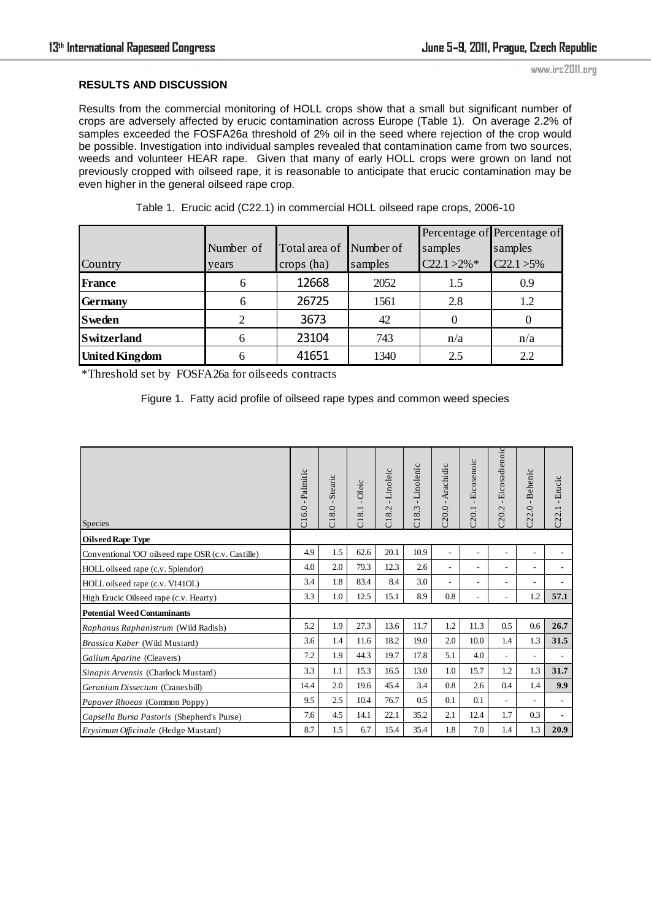## RESULTS AND DISCUSSION

Results from the commercial monitoring of HOLL crops show that a small but significant number of crops are adversely affected by erucic contamination across Europe (Table 1). On average 2.2% of samples exceeded the FOSFA26a threshold of 2% oil in the seed where rejection of the crop would be possible. Investigation into individual samples revealed that contamination came from two sources, weeds and volunteer HEAR rape. Given that many of early HOLL crops were grown on land not previously cropped with oilseed rape, it is reasonable to anticipate that erucic contamination may be even higher in the general oilseed rape crop.

Table 1. Erucic acid (C22.1) in commercial HOLL oilseed rape crops, 2006-10

| Country | Number of years | Total area of crops (ha) | Number of samples | Percentage of samples C22.1 >2%* | Percentage of samples C22.1 >5% |
|---|---|---|---|---|---|
| **France** | 6 | 12668 | 2052 | 1.5 | 0.9 |
| **Germany** | 6 | 26725 | 1561 | 2.8 | 1.2 |
| **Sweden** | 2 | 3673 | 42 | 0 | 0 |
| **Switzerland** | 6 | 23104 | 743 | n/a | n/a |
| **United Kingdom** | 6 | 41651 | 1340 | 2.5 | 2.2 |

*Threshold set by FOSFA26a for oilseeds contracts

Figure 1. Fatty acid profile of oilseed rape types and common weed species

| Species | C16.0 - Palmitic | C18.0 - Stearic | C18.1 - Oleic | C18.2 - Linoleic | C18.3 - Linolenic | C20.0 - Arachidic | C20.1 - Eicosenoic | C20.2 - Eicosadienoic | C22.0 - Behenic | C22.1 - Erucic |
|---|---|---|---|---|---|---|---|---|---|---|
| **Oilseed Rape Type** | | | | | | | | | | |
| Conventional 'OO' oilseed rape OSR (c.v. Castille) | 4.9 | 1.5 | 62.6 | 20.1 | 10.9 | - | - | - | - | - |
| HOLL oilseed rape (c.v. Splendor) | 4.0 | 2.0 | 79.3 | 12.3 | 2.6 | - | - | - | - | - |
| HOLL oilseed rape (c.v. V141OL) | 3.4 | 1.8 | 83.4 | 8.4 | 3.0 | - | - | - | - | - |
| High Erucic Oilseed rape (c.v. Hearty) | 3.3 | 1.0 | 12.5 | 15.1 | 8.9 | 0.8 | - | - | 1.2 | **57.1** |
| **Potential Weed Contaminants** | | | | | | | | | | |
| *Raphanus Raphanistrum* (Wild Radish) | 5.2 | 1.9 | 27.3 | 13.6 | 11.7 | 1.2 | 11.3 | 0.5 | 0.6 | **26.7** |
| *Brassica Kaber* (Wild Mustard) | 3.6 | 1.4 | 11.6 | 18.2 | 19.0 | 2.0 | 10.0 | 1.4 | 1.3 | **31.5** |
| *Galium Aparine* (Cleavers) | 7.2 | 1.9 | 44.3 | 19.7 | 17.8 | 5.1 | 4.0 | - | - | - |
| *Sinapis Arvensis* (Charlock Mustard) | 3.3 | 1.1 | 15.3 | 16.5 | 13.0 | 1.0 | 15.7 | 1.2 | 1.3 | **31.7** |
| *Geranium Dissectum* (Cranesbill) | 14.4 | 2.0 | 19.6 | 45.4 | 3.4 | 0.8 | 2.6 | 0.4 | 1.4 | **9.9** |
| *Papaver Rhoeas* (Common Poppy) | 9.5 | 2.5 | 10.4 | 76.7 | 0.5 | 0.1 | 0.1 | - | - | - |
| *Capsella Bursa Pastoris* (Shepherd's Purse) | 7.6 | 4.5 | 14.1 | 22.1 | 35.2 | 2.1 | 12.4 | 1.7 | 0.3 | - |
| *Erysimum Officinale* (Hedge Mustard) | 8.7 | 1.5 | 6.7 | 15.4 | 35.4 | 1.8 | 7.0 | 1.4 | 1.3 | **20.9** |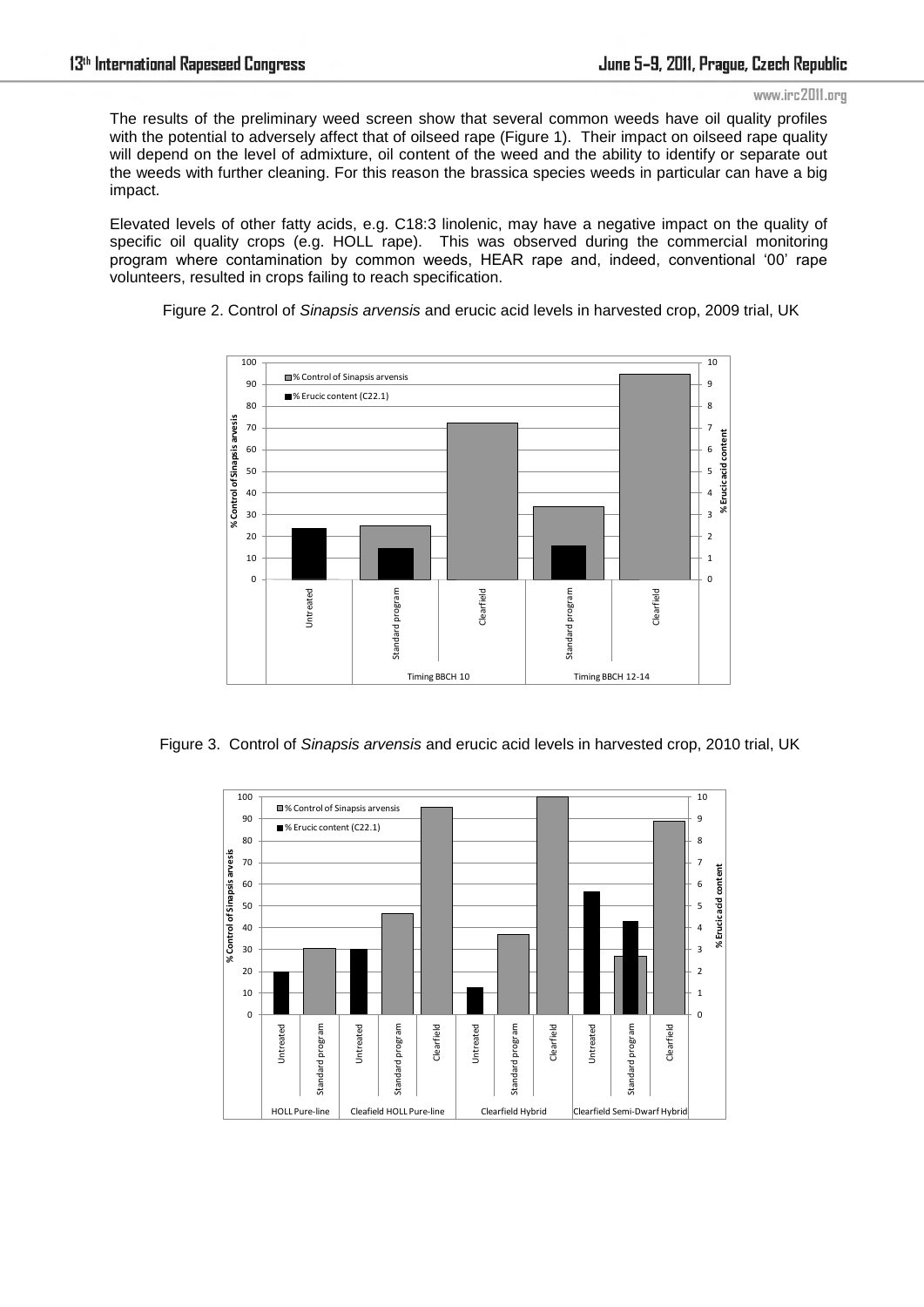The results of the preliminary weed screen show that several common weeds have oil quality profiles with the potential to adversely affect that of oilseed rape (Figure 1). Their impact on oilseed rape quality will depend on the level of admixture, oil content of the weed and the ability to identify or separate out the weeds with further cleaning. For this reason the brassica species weeds in particular can have a big impact.

Elevated levels of other fatty acids, e.g. C18:3 linolenic, may have a negative impact on the quality of specific oil quality crops (e.g. HOLL rape). This was observed during the commercial monitoring program where contamination by common weeds, HEAR rape and, indeed, conventional '00' rape volunteers, resulted in crops failing to reach specification.

Figure 2. Control of *Sinapsis arvensis* and erucic acid levels in harvested crop, 2009 trial, UK

Figure 3. Control of *Sinapsis arvensis* and erucic acid levels in harvested crop, 2010 trial, UK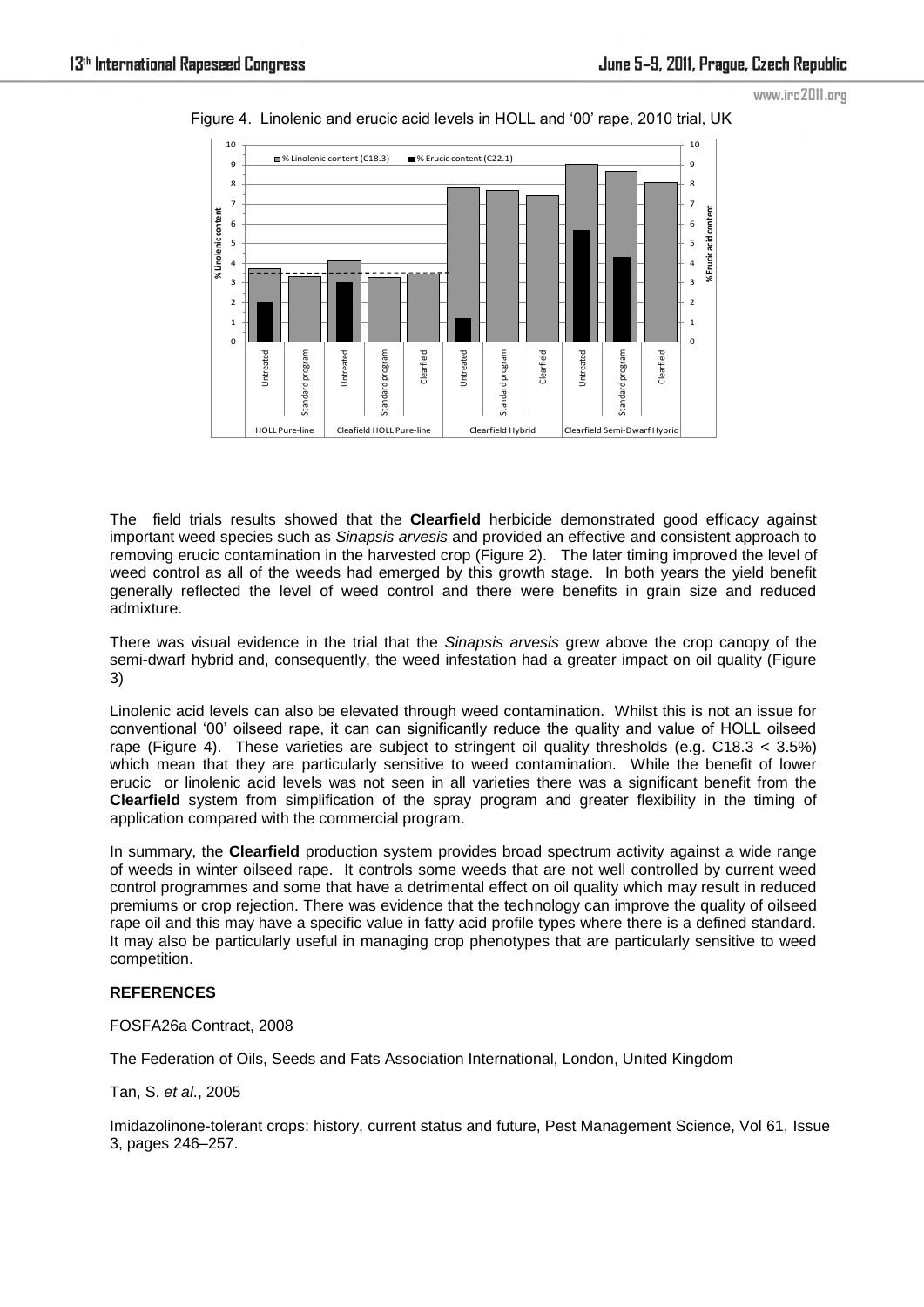Figure 4. Linolenic and erucic acid levels in HOLL and '00' rape, 2010 trial, UK

% Linolenic content (C18.3)
% Erucic content (C22.1)

% Linolenic content

% Erucic acid content

0
1
2
3
4
5
6
7
8
9
10

Untreated
Standard program
Untreated
Standard program
Clearfield
Untreated
Standard program
Clearfield
Untreated
Standard program
Clearfield

HOLL Pure-line
Cleafield HOLL Pure-line
Clearfield Hybrid
Clearfield Semi-Dwarf Hybrid

The field trials results showed that the **Clearfield** herbicide demonstrated good efficacy against important weed species such as *Sinapsis arvesis* and provided an effective and consistent approach to removing erucic contamination in the harvested crop (Figure 2). The later timing improved the level of weed control as all of the weeds had emerged by this growth stage. In both years the yield benefit generally reflected the level of weed control and there were benefits in grain size and reduced admixture.

There was visual evidence in the trial that the *Sinapsis arvesis* grew above the crop canopy of the semi-dwarf hybrid and, consequently, the weed infestation had a greater impact on oil quality (Figure 3)

Linolenic acid levels can also be elevated through weed contamination. Whilst this is not an issue for conventional '00' oilseed rape, it can can significantly reduce the quality and value of HOLL oilseed rape (Figure 4). These varieties are subject to stringent oil quality thresholds (e.g. C18.3 < 3.5%) which mean that they are particularly sensitive to weed contamination. While the benefit of lower erucic or linolenic acid levels was not seen in all varieties there was a significant benefit from the **Clearfield** system from simplification of the spray program and greater flexibility in the timing of application compared with the commercial program.

In summary, the **Clearfield** production system provides broad spectrum activity against a wide range of weeds in winter oilseed rape. It controls some weeds that are not well controlled by current weed control programmes and some that have a detrimental effect on oil quality which may result in reduced premiums or crop rejection. There was evidence that the technology can improve the quality of oilseed rape oil and this may have a specific value in fatty acid profile types where there is a defined standard. It may also be particularly useful in managing crop phenotypes that are particularly sensitive to weed competition.

## REFERENCES

FOSFA26a Contract, 2008

The Federation of Oils, Seeds and Fats Association International, London, United Kingdom

Tan, S. *et al*., 2005

Imidazolinone-tolerant crops: history, current status and future, Pest Management Science, Vol 61, Issue 3, pages 246–257.